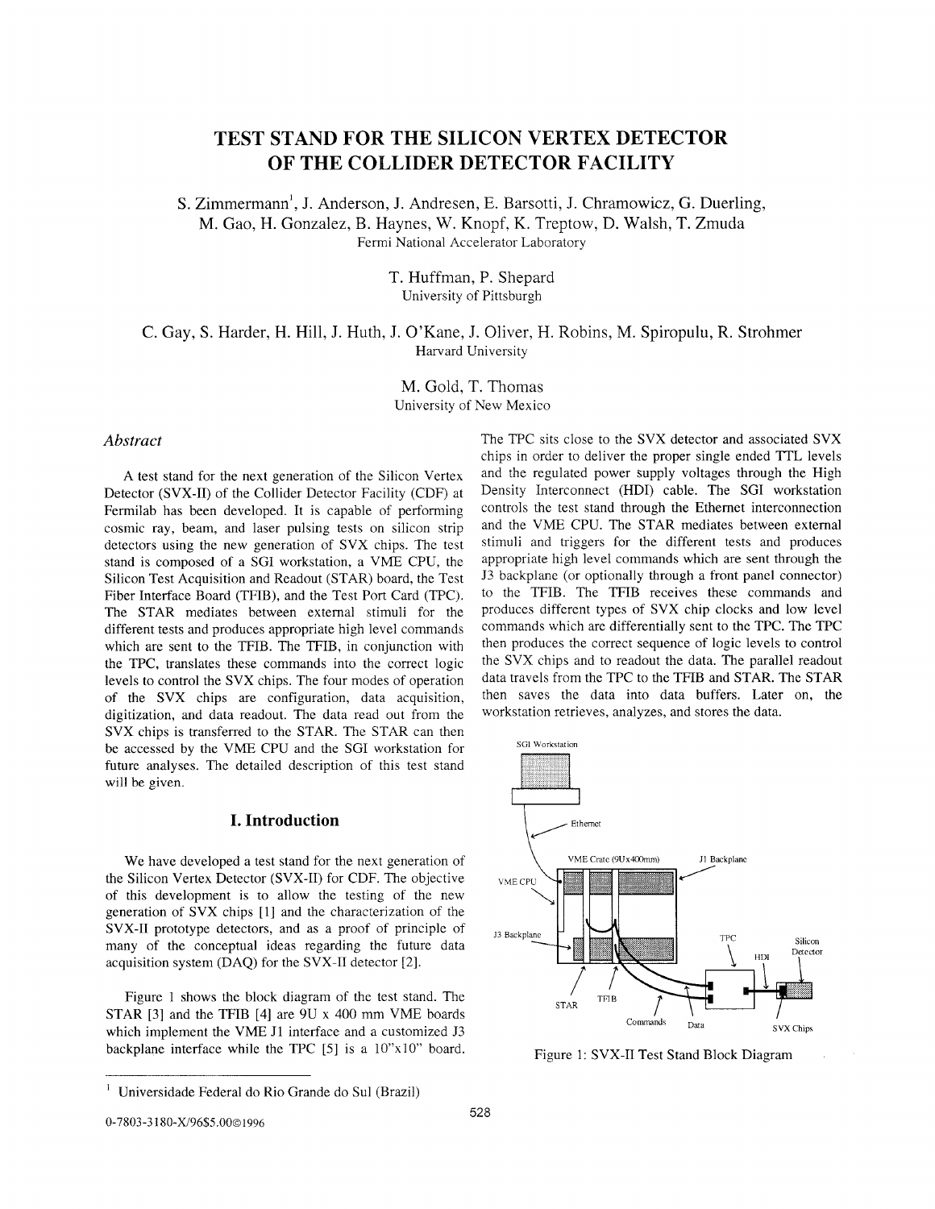# TEST STAND FOR THE SILICON VERTEX DETECTOR OF THE COLLIDER DETECTOR FACILITY

S. Zimmermann[1], J. Anderson, J. Andresen, E. Barsotti, J. Chramowicz, G. Duerling, M. Gao, H. Gonzalez, B. Haynes, W. Knopf, K. Treptow, D. Walsh, T. Zmuda
Fermi National Accelerator Laboratory

T. Huffman, P. Shepard
University of Pittsburgh

C. Gay, S. Harder, H. Hill, J. Huth, J. O'Kane, J. Oliver, H. Robins, M. Spiropulu, R. Strohmer
Harvard University

M. Gold, T. Thomas
University of New Mexico

### *Abstract*

A test stand for the next generation of the Silicon Vertex Detector (SVX-II) of the Collider Detector Facility (CDF) at Fermilab has been developed. It is capable of performing cosmic ray, beam, and laser pulsing tests on silicon strip detectors using the new generation of SVX chips. The test stand is composed of a SGI workstation, a VME CPU, the Silicon Test Acquisition and Readout (STAR) board, the Test Fiber Interface Board (TFIB), and the Test Port Card (TPC). The STAR mediates between external stimuli for the different tests and produces appropriate high level commands which are sent to the TFIB. The TFIB, in conjunction with the TPC, translates these commands into the correct logic levels to control the SVX chips. The four modes of operation of the SVX chips are configuration, data acquisition, digitization, and data readout. The data read out from the SVX chips is transferred to the STAR. The STAR can then be accessed by the VME CPU and the SGI workstation for future analyses. The detailed description of this test stand will be given.

## I. Introduction

We have developed a test stand for the next generation of the Silicon Vertex Detector (SVX-II) for CDF. The objective of this development is to allow the testing of the new generation of SVX chips [1] and the characterization of the SVX-II prototype detectors, and as a proof of principle of many of the conceptual ideas regarding the future data acquisition system (DAQ) for the SVX-II detector [2].

Figure 1 shows the block diagram of the test stand. The STAR [3] and the TFIB [4] are 9U x 400 mm VME boards which implement the VME J1 interface and a customized J3 backplane interface while the TPC [5] is a 10"x10" board. The TPC sits close to the SVX detector and associated SVX chips in order to deliver the proper single ended TTL levels and the regulated power supply voltages through the High Density Interconnect (HDI) cable. The SGI workstation controls the test stand through the Ethernet interconnection and the VME CPU. The STAR mediates between external stimuli and triggers for the different tests and produces appropriate high level commands which are sent through the J3 backplane (or optionally through a front panel connector) to the TFIB. The TFIB receives these commands and produces different types of SVX chip clocks and low level commands which are differentially sent to the TPC. The TPC then produces the correct sequence of logic levels to control the SVX chips and to readout the data. The parallel readout data travels from the TPC to the TFIB and STAR. The STAR then saves the data into data buffers. Later on, the workstation retrieves, analyzes, and stores the data.

SGI Workstation
Ethernet
VME Crate (9Ux400mm)
J1 Backplane
VME CPU
J3 Backplane
TPC
HDI
Silicon Detector
STAR
TFIB
Commands
Data
SVX Chips

Figure 1: SVX-II Test Stand Block Diagram

[1] Universidade Federal do Rio Grande do Sul (Brazil)

0-7803-3180-X/96$5.00©1996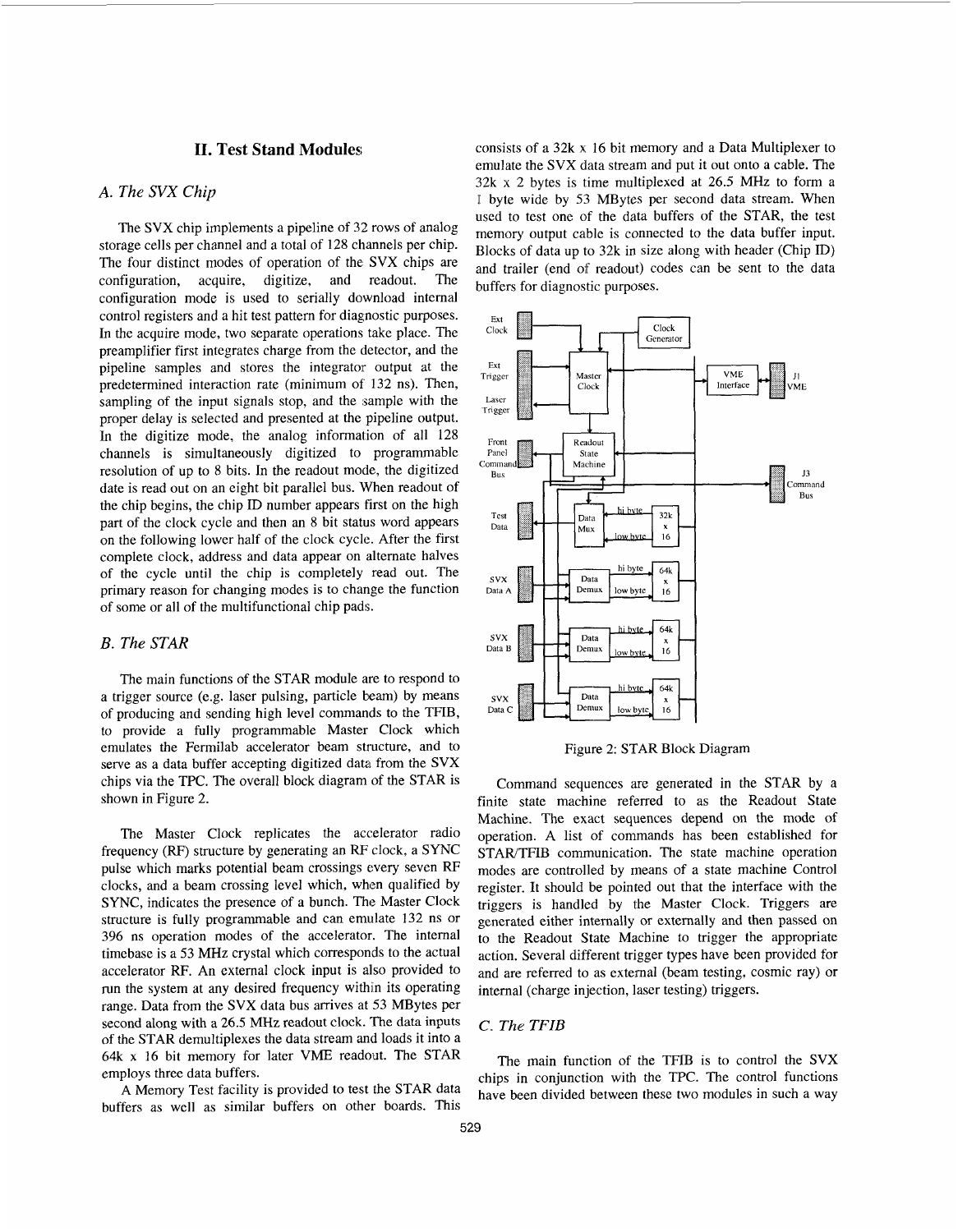## II. Test Stand Modules

### A. The SVX Chip

The SVX chip implements a pipeline of 32 rows of analog storage cells per channel and a total of 128 channels per chip. The four distinct modes of operation of the SVX chips are configuration, acquire, digitize, and readout. The configuration mode is used to serially download internal control registers and a hit test pattern for diagnostic purposes. In the acquire mode, two separate operations take place. The preamplifier first integrates charge from the detector, and the pipeline samples and stores the integrator output at the predetermined interaction rate (minimum of 132 ns). Then, sampling of the input signals stop, and the sample with the proper delay is selected and presented at the pipeline output. In the digitize mode, the analog information of all 128 channels is simultaneously digitized to programmable resolution of up to 8 bits. In the readout mode, the digitized date is read out on an eight bit parallel bus. When readout of the chip begins, the chip ID number appears first on the high part of the clock cycle and then an 8 bit status word appears on the following lower half of the clock cycle. After the first complete clock, address and data appear on alternate halves of the cycle until the chip is completely read out. The primary reason for changing modes is to change the function of some or all of the multifunctional chip pads.

### B. The STAR

The main functions of the STAR module are to respond to a trigger source (e.g. laser pulsing, particle beam) by means of producing and sending high level commands to the TFIB, to provide a fully programmable Master Clock which emulates the Fermilab accelerator beam structure, and to serve as a data buffer accepting digitized data from the SVX chips via the TPC. The overall block diagram of the STAR is shown in Figure 2.

The Master Clock replicates the accelerator radio frequency (RF) structure by generating an RF clock, a SYNC pulse which marks potential beam crossings every seven RF clocks, and a beam crossing level which, when qualified by SYNC, indicates the presence of a bunch. The Master Clock structure is fully programmable and can emulate 132 ns or 396 ns operation modes of the accelerator. The internal timebase is a 53 MHz crystal which corresponds to the actual accelerator RF. An external clock input is also provided to run the system at any desired frequency within its operating range. Data from the SVX data bus arrives at 53 MBytes per second along with a 26.5 MHz readout clock. The data inputs of the STAR demultiplexes the data stream and loads it into a 64k x 16 bit memory for later VME readout. The STAR employs three data buffers.

A Memory Test facility is provided to test the STAR data buffers as well as similar buffers on other boards. This consists of a 32k x 16 bit memory and a Data Multiplexer to emulate the SVX data stream and put it out onto a cable. The 32k x 2 bytes is time multiplexed at 26.5 MHz to form a 1 byte wide by 53 MBytes per second data stream. When used to test one of the data buffers of the STAR, the test memory output cable is connected to the data buffer input. Blocks of data up to 32k in size along with header (Chip ID) and trailer (end of readout) codes can be sent to the data buffers for diagnostic purposes.

Ext Clock
Clock Generator
Ext Trigger
Laser Trigger
Master Clock
VME Interface
J1 VME
Front Panel Command Bus
Readout State Machine
J3 Command Bus
Test Data
Data Mux
hi byte
low byte
32k x 16
SVX Data A
Data Demux
hi byte
low byte
64k x 16
SVX Data B
Data Demux
hi byte
low byte
64k x 16
SVX Data C
Data Demux
hi byte
low byte
64k x 16

Figure 2: STAR Block Diagram

Command sequences are generated in the STAR by a finite state machine referred to as the Readout State Machine. The exact sequences depend on the mode of operation. A list of commands has been established for STAR/TFIB communication. The state machine operation modes are controlled by means of a state machine Control register. It should be pointed out that the interface with the triggers is handled by the Master Clock. Triggers are generated either internally or externally and then passed on to the Readout State Machine to trigger the appropriate action. Several different trigger types have been provided for and are referred to as external (beam testing, cosmic ray) or internal (charge injection, laser testing) triggers.

### C. The TFIB

The main function of the TFIB is to control the SVX chips in conjunction with the TPC. The control functions have been divided between these two modules in such a way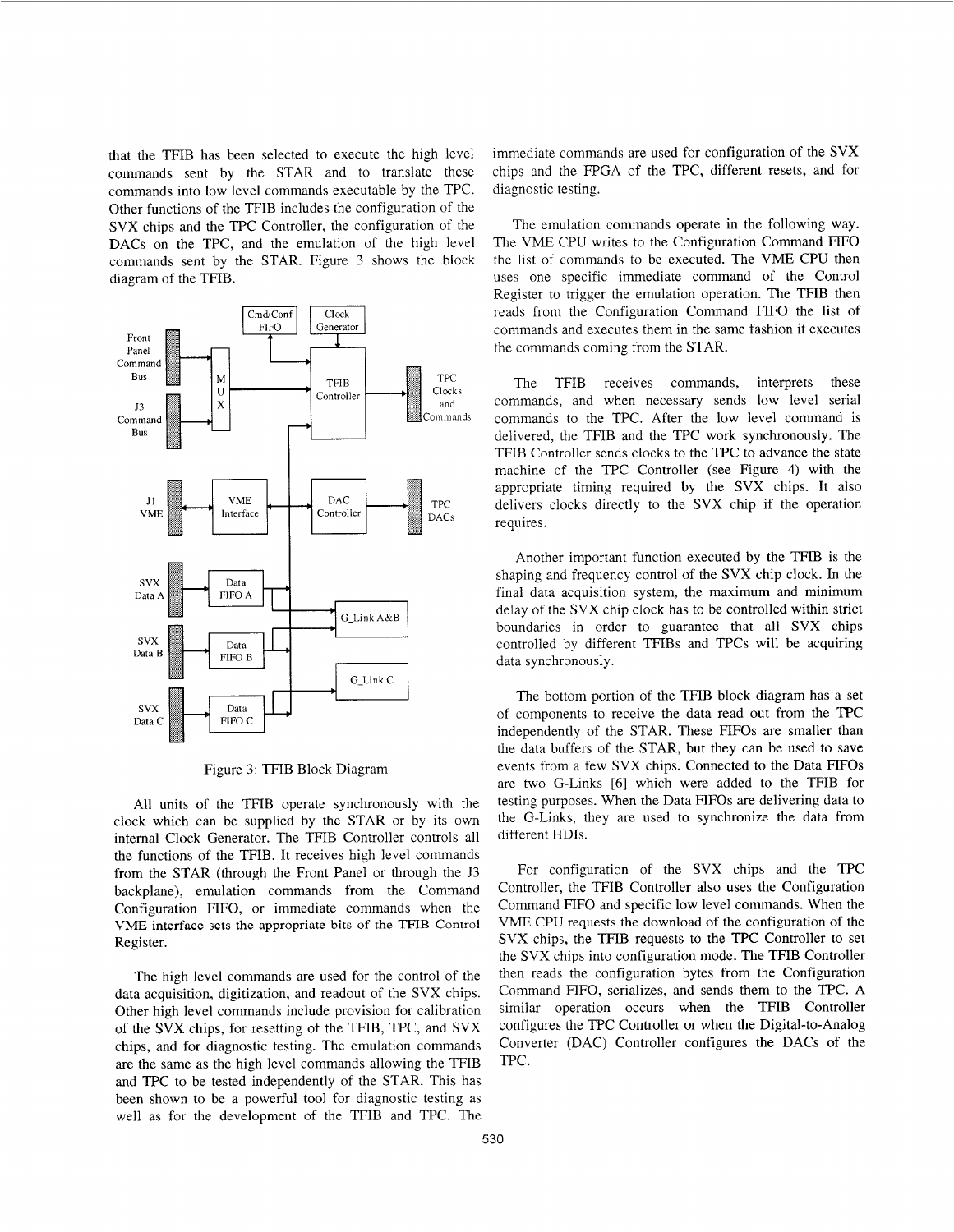that the TFIB has been selected to execute the high level commands sent by the STAR and to translate these commands into low level commands executable by the TPC. Other functions of the TFIB includes the configuration of the SVX chips and the TPC Controller, the configuration of the DACs on the TPC, and the emulation of the high level commands sent by the STAR. Figure 3 shows the block diagram of the TFIB.

Cmd/Conf FIFO

Clock Generator

Front Panel Command Bus

J3 Command Bus

MUX

TFIB Controller

TPC Clocks and Commands

J1 VME

VME Interface

DAC Controller

TPC DACs

SVX Data A

Data FIFO A

G_Link A&B

SVX Data B

Data FIFO B

G_Link C

SVX Data C

Data FIFO C

Figure 3: TFIB Block Diagram

All units of the TFIB operate synchronously with the clock which can be supplied by the STAR or by its own internal Clock Generator. The TFIB Controller controls all the functions of the TFIB. It receives high level commands from the STAR (through the Front Panel or through the J3 backplane), emulation commands from the Command Configuration FIFO, or immediate commands when the VME interface sets the appropriate bits of the TFIB Control Register.

The high level commands are used for the control of the data acquisition, digitization, and readout of the SVX chips. Other high level commands include provision for calibration of the SVX chips, for resetting of the TFIB, TPC, and SVX chips, and for diagnostic testing. The emulation commands are the same as the high level commands allowing the TFIB and TPC to be tested independently of the STAR. This has been shown to be a powerful tool for diagnostic testing as well as for the development of the TFIB and TPC. The immediate commands are used for configuration of the SVX chips and the FPGA of the TPC, different resets, and for diagnostic testing.

The emulation commands operate in the following way. The VME CPU writes to the Configuration Command FIFO the list of commands to be executed. The VME CPU then uses one specific immediate command of the Control Register to trigger the emulation operation. The TFIB then reads from the Configuration Command FIFO the list of commands and executes them in the same fashion it executes the commands coming from the STAR.

The TFIB receives commands, interprets these commands, and when necessary sends low level serial commands to the TPC. After the low level command is delivered, the TFIB and the TPC work synchronously. The TFIB Controller sends clocks to the TPC to advance the state machine of the TPC Controller (see Figure 4) with the appropriate timing required by the SVX chips. It also delivers clocks directly to the SVX chip if the operation requires.

Another important function executed by the TFIB is the shaping and frequency control of the SVX chip clock. In the final data acquisition system, the maximum and minimum delay of the SVX chip clock has to be controlled within strict boundaries in order to guarantee that all SVX chips controlled by different TFIBs and TPCs will be acquiring data synchronously.

The bottom portion of the TFIB block diagram has a set of components to receive the data read out from the TPC independently of the STAR. These FIFOs are smaller than the data buffers of the STAR, but they can be used to save events from a few SVX chips. Connected to the Data FIFOs are two G-Links [6] which were added to the TFIB for testing purposes. When the Data FIFOs are delivering data to the G-Links, they are used to synchronize the data from different HDIs.

For configuration of the SVX chips and the TPC Controller, the TFIB Controller also uses the Configuration Command FIFO and specific low level commands. When the VME CPU requests the download of the configuration of the SVX chips, the TFIB requests to the TPC Controller to set the SVX chips into configuration mode. The TFIB Controller then reads the configuration bytes from the Configuration Command FIFO, serializes, and sends them to the TPC. A similar operation occurs when the TFIB Controller configures the TPC Controller or when the Digital-to-Analog Converter (DAC) Controller configures the DACs of the TPC.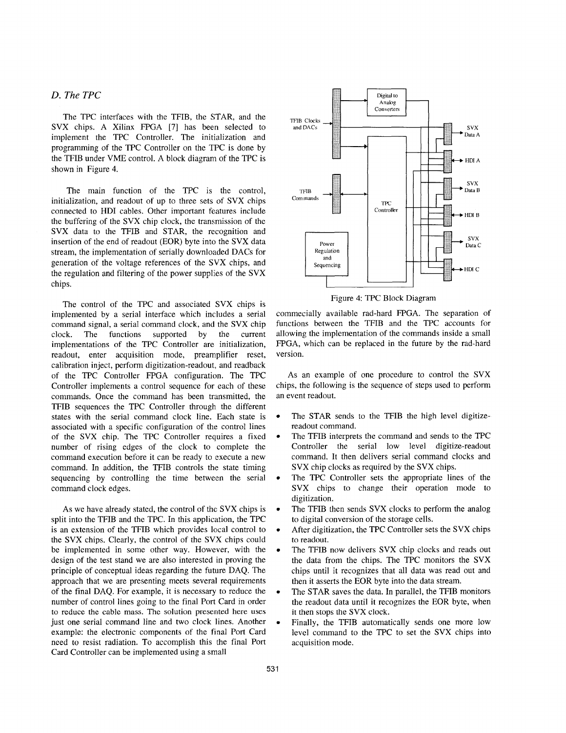## D. The TPC

The TPC interfaces with the TFIB, the STAR, and the SVX chips. A Xilinx FPGA [7] has been selected to implement the TPC Controller. The initialization and programming of the TPC Controller on the TPC is done by the TFIB under VME control. A block diagram of the TPC is shown in Figure 4.

The main function of the TPC is the control, initialization, and readout of up to three sets of SVX chips connected to HDI cables. Other important features include the buffering of the SVX chip clock, the transmission of the SVX data to the TFIB and STAR, the recognition and insertion of the end of readout (EOR) byte into the SVX data stream, the implementation of serially downloaded DACs for generation of the voltage references of the SVX chips, and the regulation and filtering of the power supplies of the SVX chips.

The control of the TPC and associated SVX chips is implemented by a serial interface which includes a serial command signal, a serial command clock, and the SVX chip clock. The functions supported by the current implementations of the TPC Controller are initialization, readout, enter acquisition mode, preamplifier reset, calibration inject, perform digitization-readout, and readback of the TPC Controller FPGA configuration. The TPC Controller implements a control sequence for each of these commands. Once the command has been transmitted, the TFIB sequences the TPC Controller through the different states with the serial command clock line. Each state is associated with a specific configuration of the control lines of the SVX chip. The TPC Controller requires a fixed number of rising edges of the clock to complete the command execution before it can be ready to execute a new command. In addition, the TFIB controls the state timing sequencing by controlling the time between the serial command clock edges.

As we have already stated, the control of the SVX chips is split into the TFIB and the TPC. In this application, the TPC is an extension of the TFIB which provides local control to the SVX chips. Clearly, the control of the SVX chips could be implemented in some other way. However, with the design of the test stand we are also interested in proving the principle of conceptual ideas regarding the future DAQ. The approach that we are presenting meets several requirements of the final DAQ. For example, it is necessary to reduce the number of control lines going to the final Port Card in order to reduce the cable mass. The solution presented here uses just one serial command line and two clock lines. Another example: the electronic components of the final Port Card need to resist radiation. To accomplish this the final Port Card Controller can be implemented using a small commecially available rad-hard FPGA. The separation of functions between the TFIB and the TPC accounts for allowing the implementation of the commands inside a small FPGA, which can be replaced in the future by the rad-hard version.

TFIB Clocks and DACs

Digital to Analog Converters

TFIB Commands

TPC Controller

Power Regulation and Sequencing

SVX Data A

HDI A

SVX Data B

HDI B

SVX Data C

HDI C

Figure 4: TPC Block Diagram

As an example of one procedure to control the SVX chips, the following is the sequence of steps used to perform an event readout.

- The STAR sends to the TFIB the high level digitize-readout command.
- The TFIB interprets the command and sends to the TPC Controller the serial low level digitize-readout command. It then delivers serial command clocks and SVX chip clocks as required by the SVX chips.
- The TPC Controller sets the appropriate lines of the SVX chips to change their operation mode to digitization.
- The TFIB then sends SVX clocks to perform the analog to digital conversion of the storage cells.
- After digitization, the TPC Controller sets the SVX chips to readout.
- The TFIB now delivers SVX chip clocks and reads out the data from the chips. The TPC monitors the SVX chips until it recognizes that all data was read out and then it asserts the EOR byte into the data stream.
- The STAR saves the data. In parallel, the TFIB monitors the readout data until it recognizes the EOR byte, when it then stops the SVX clock.
- Finally, the TFIB automatically sends one more low level command to the TPC to set the SVX chips into acquisition mode.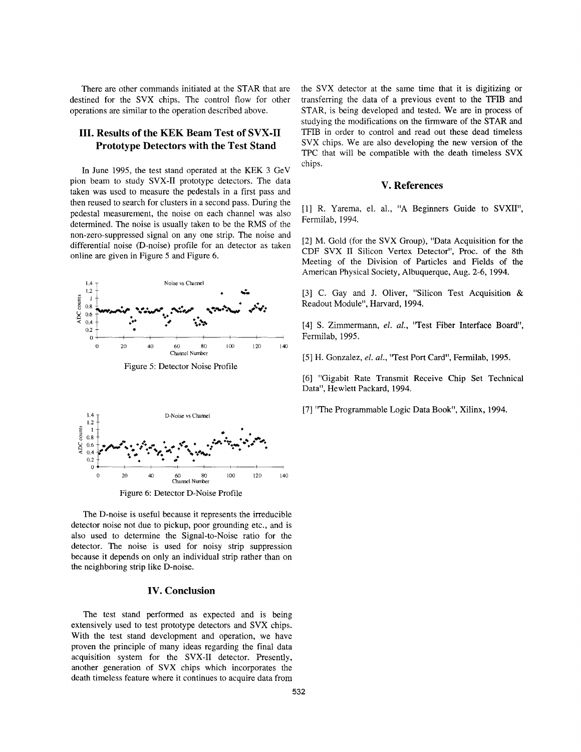There are other commands initiated at the STAR that are destined for the SVX chips. The control flow for other operations are similar to the operation described above.

## III. Results of the KEK Beam Test of SVX-II Prototype Detectors with the Test Stand

In June 1995, the test stand operated at the KEK 3 GeV pion beam to study SVX-II prototype detectors. The data taken was used to measure the pedestals in a first pass and then reused to search for clusters in a second pass. During the pedestal measurement, the noise on each channel was also determined. The noise is usually taken to be the RMS of the non-zero-suppressed signal on any one strip. The noise and differential noise (D-noise) profile for an detector as taken online are given in Figure 5 and Figure 6.

Noise vs Channel

ADC counts

1.4
1.2
1
0.8
0.6
0.4
0.2
0

0 20 40 60 80 100 120 140

Channel Number

Figure 5: Detector Noise Profile

D-Noise vs Channel

ADC counts

1.4
1.2
1
0.8
0.6
0.4
0.2
0

0 20 40 60 80 100 120 140

Channel Number

Figure 6: Detector D-Noise Profile

The D-noise is useful because it represents the irreducible detector noise not due to pickup, poor grounding etc., and is also used to determine the Signal-to-Noise ratio for the detector. The noise is used for noisy strip suppression because it depends on only an individual strip rather than on the neighboring strip like D-noise.

## IV. Conclusion

The test stand performed as expected and is being extensively used to test prototype detectors and SVX chips. With the test stand development and operation, we have proven the principle of many ideas regarding the final data acquisition system for the SVX-II detector. Presently, another generation of SVX chips which incorporates the death timeless feature where it continues to acquire data from the SVX detector at the same time that it is digitizing or transferring the data of a previous event to the TFIB and STAR, is being developed and tested. We are in process of studying the modifications on the firmware of the STAR and TFIB in order to control and read out these dead timeless SVX chips. We are also developing the new version of the TPC that will be compatible with the death timeless SVX chips.

## V. References

[1] R. Yarema, el. al., "A Beginners Guide to SVXII", Fermilab, 1994.

[2] M. Gold (for the SVX Group), "Data Acquisition for the CDF SVX II Silicon Vertex Detector", Proc. of the 8th Meeting of the Division of Particles and Fields of the American Physical Society, Albuquerque, Aug. 2-6, 1994.

[3] C. Gay and J. Oliver, "Silicon Test Acquisition & Readout Module", Harvard, 1994.

[4] S. Zimmermann, *el. al.*, "Test Fiber Interface Board", Fermilab, 1995.

[5] H. Gonzalez, *el. al.*, "Test Port Card", Fermilab, 1995.

[6] "Gigabit Rate Transmit Receive Chip Set Technical Data", Hewlett Packard, 1994.

[7] "The Programmable Logic Data Book", Xilinx, 1994.